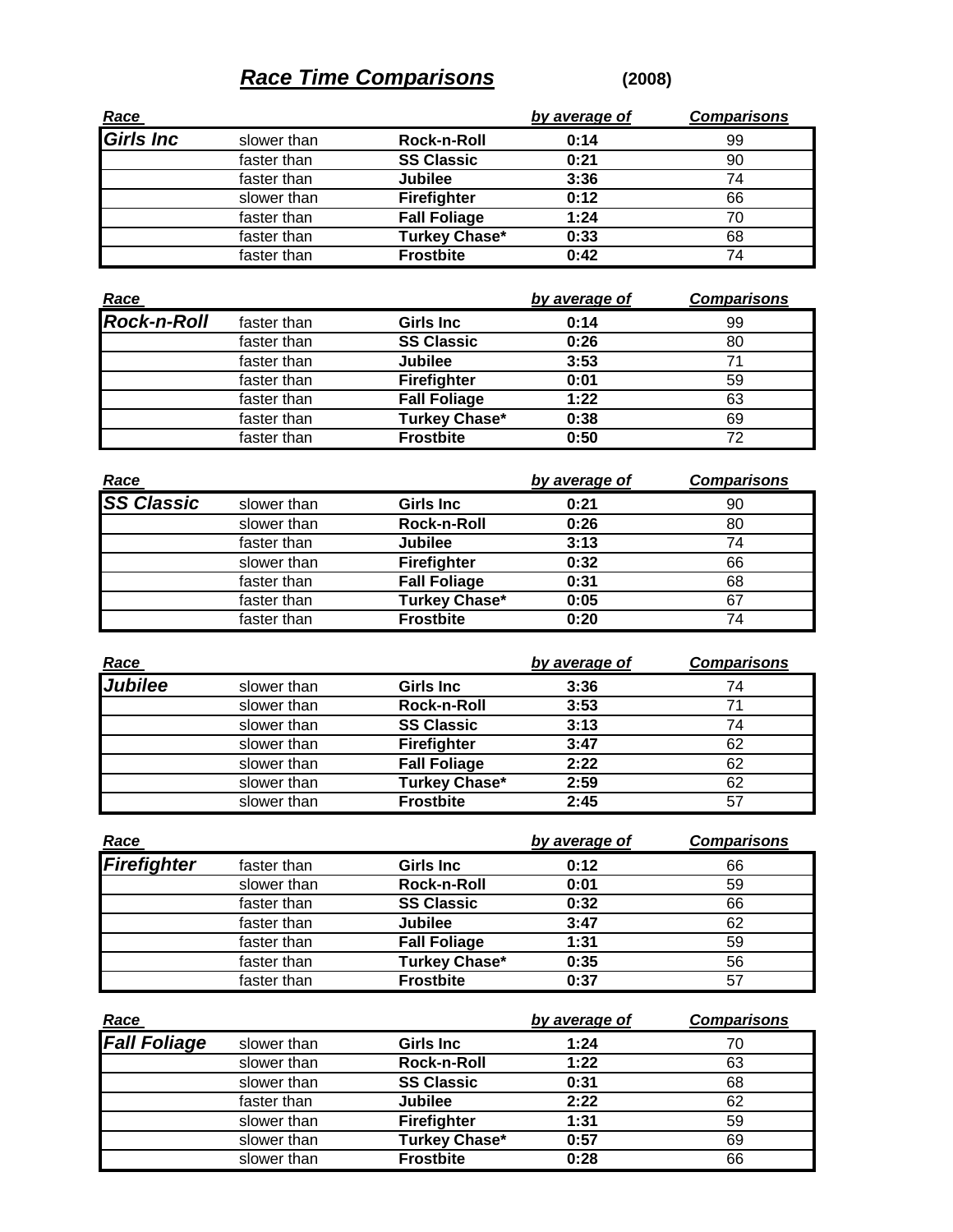# ***Race Time Comparisons*** **(2008)**

| *Race* | | | *by average of* | *Comparisons* |
|---|---|---|---|---|
| ***Girls Inc*** | slower than | **Rock-n-Roll** | **0:14** | 99 |
| | faster than | **SS Classic** | **0:21** | 90 |
| | faster than | **Jubilee** | **3:36** | 74 |
| | slower than | **Firefighter** | **0:12** | 66 |
| | faster than | **Fall Foliage** | **1:24** | 70 |
| | faster than | **Turkey Chase*** | **0:33** | 68 |
| | faster than | **Frostbite** | **0:42** | 74 |

| *Race* | | | *by average of* | *Comparisons* |
|---|---|---|---|---|
| ***Rock-n-Roll*** | faster than | **Girls Inc** | **0:14** | 99 |
| | faster than | **SS Classic** | **0:26** | 80 |
| | faster than | **Jubilee** | **3:53** | 71 |
| | faster than | **Firefighter** | **0:01** | 59 |
| | faster than | **Fall Foliage** | **1:22** | 63 |
| | faster than | **Turkey Chase*** | **0:38** | 69 |
| | faster than | **Frostbite** | **0:50** | 72 |

| *Race* | | | *by average of* | *Comparisons* |
|---|---|---|---|---|
| ***SS Classic*** | slower than | **Girls Inc** | **0:21** | 90 |
| | slower than | **Rock-n-Roll** | **0:26** | 80 |
| | faster than | **Jubilee** | **3:13** | 74 |
| | slower than | **Firefighter** | **0:32** | 66 |
| | faster than | **Fall Foliage** | **0:31** | 68 |
| | faster than | **Turkey Chase*** | **0:05** | 67 |
| | faster than | **Frostbite** | **0:20** | 74 |

| *Race* | | | *by average of* | *Comparisons* |
|---|---|---|---|---|
| ***Jubilee*** | slower than | **Girls Inc** | **3:36** | 74 |
| | slower than | **Rock-n-Roll** | **3:53** | 71 |
| | slower than | **SS Classic** | **3:13** | 74 |
| | slower than | **Firefighter** | **3:47** | 62 |
| | slower than | **Fall Foliage** | **2:22** | 62 |
| | slower than | **Turkey Chase*** | **2:59** | 62 |
| | slower than | **Frostbite** | **2:45** | 57 |

| *Race* | | | *by average of* | *Comparisons* |
|---|---|---|---|---|
| ***Firefighter*** | faster than | **Girls Inc** | **0:12** | 66 |
| | slower than | **Rock-n-Roll** | **0:01** | 59 |
| | faster than | **SS Classic** | **0:32** | 66 |
| | faster than | **Jubilee** | **3:47** | 62 |
| | faster than | **Fall Foliage** | **1:31** | 59 |
| | faster than | **Turkey Chase*** | **0:35** | 56 |
| | faster than | **Frostbite** | **0:37** | 57 |

| *Race* | | | *by average of* | *Comparisons* |
|---|---|---|---|---|
| ***Fall Foliage*** | slower than | **Girls Inc** | **1:24** | 70 |
| | slower than | **Rock-n-Roll** | **1:22** | 63 |
| | slower than | **SS Classic** | **0:31** | 68 |
| | faster than | **Jubilee** | **2:22** | 62 |
| | slower than | **Firefighter** | **1:31** | 59 |
| | slower than | **Turkey Chase*** | **0:57** | 69 |
| | slower than | **Frostbite** | **0:28** | 66 |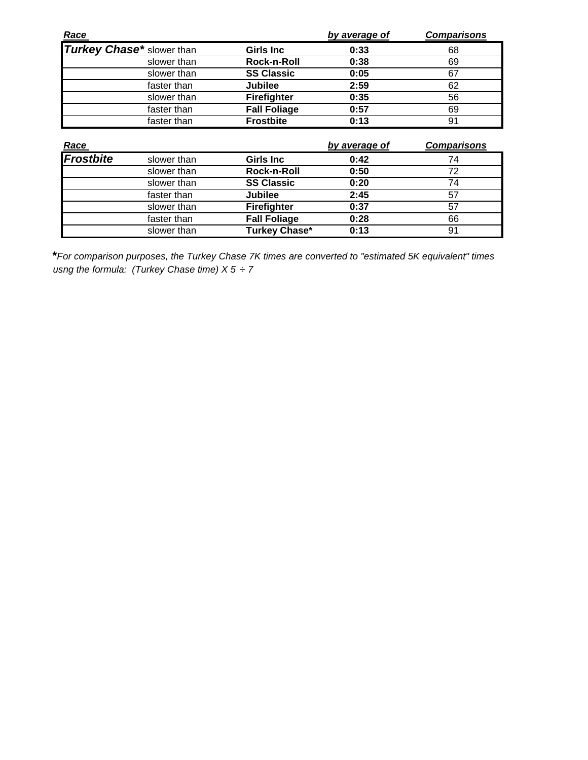| ***Race*** | | | ***by average of*** | ***Comparisons*** |
|---|---|---|---|---|
| ***Turkey Chase**** | slower than | **Girls Inc** | **0:33** | 68 |
| | slower than | **Rock-n-Roll** | **0:38** | 69 |
| | slower than | **SS Classic** | **0:05** | 67 |
| | faster than | **Jubilee** | **2:59** | 62 |
| | slower than | **Firefighter** | **0:35** | 56 |
| | faster than | **Fall Foliage** | **0:57** | 69 |
| | faster than | **Frostbite** | **0:13** | 91 |

| ***Race*** | | | ***by average of*** | ***Comparisons*** |
|---|---|---|---|---|
| ***Frostbite*** | slower than | **Girls Inc** | **0:42** | 74 |
| | slower than | **Rock-n-Roll** | **0:50** | 72 |
| | slower than | **SS Classic** | **0:20** | 74 |
| | faster than | **Jubilee** | **2:45** | 57 |
| | slower than | **Firefighter** | **0:37** | 57 |
| | faster than | **Fall Foliage** | **0:28** | 66 |
| | slower than | **Turkey Chase*** | **0:13** | 91 |

*****For comparison purposes, the Turkey Chase 7K times are converted to "estimated 5K equivalent" times usng the formula: (Turkey Chase time) X 5 ÷ 7*